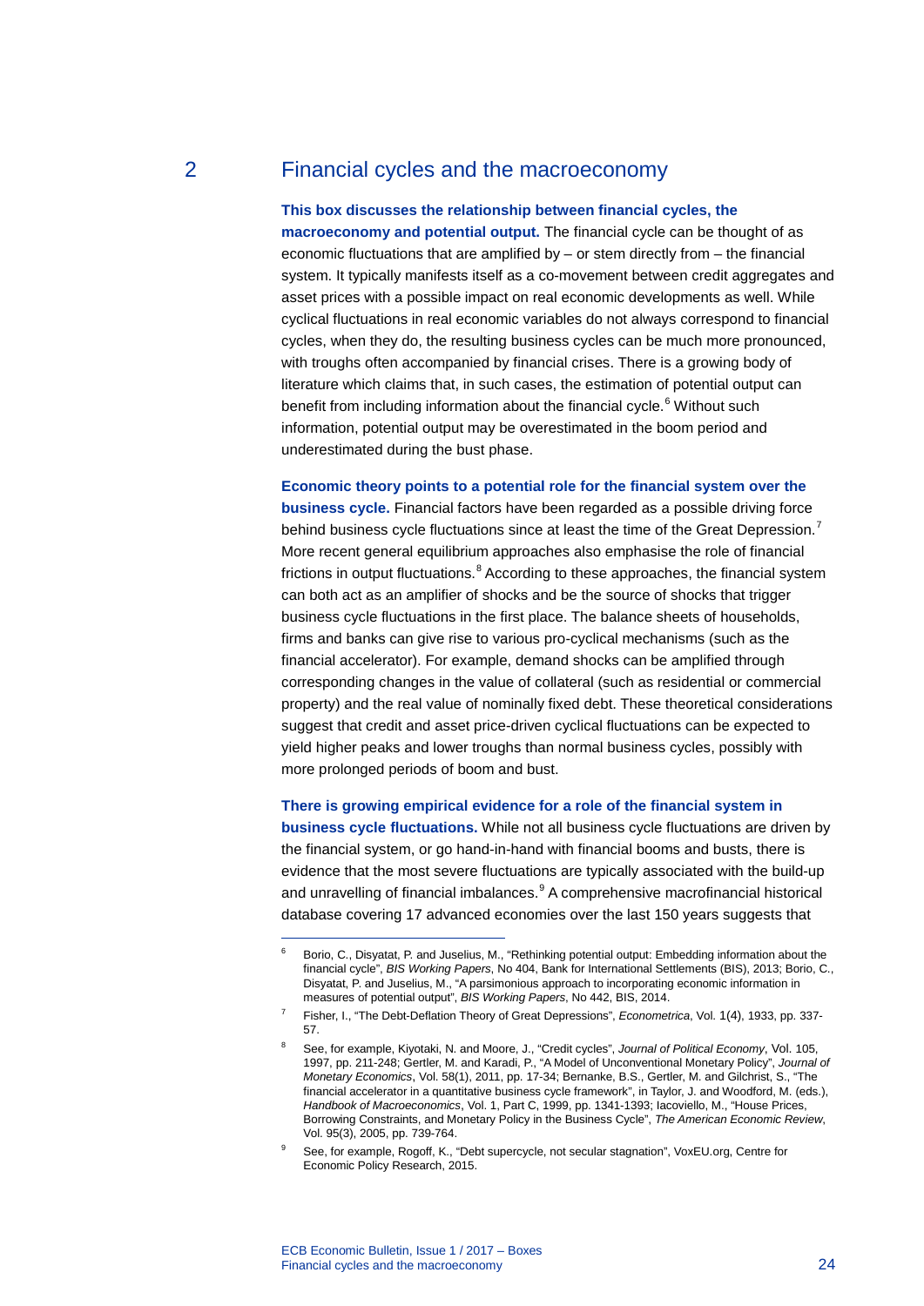# 2 Financial cycles and the macroeconomy

**This box discusses the relationship between financial cycles, the macroeconomy and potential output.** The financial cycle can be thought of as economic fluctuations that are amplified by – or stem directly from – the financial system. It typically manifests itself as a co-movement between credit aggregates and asset prices with a possible impact on real economic developments as well. While cyclical fluctuations in real economic variables do not always correspond to financial cycles, when they do, the resulting business cycles can be much more pronounced, with troughs often accompanied by financial crises. There is a growing body of literature which claims that, in such cases, the estimation of potential output can benefit from including information about the financial cycle.[6] Without such information, potential output may be overestimated in the boom period and underestimated during the bust phase.

**Economic theory points to a potential role for the financial system over the business cycle.** Financial factors have been regarded as a possible driving force behind business cycle fluctuations since at least the time of the Great Depression.[7] More recent general equilibrium approaches also emphasise the role of financial frictions in output fluctuations.[8] According to these approaches, the financial system can both act as an amplifier of shocks and be the source of shocks that trigger business cycle fluctuations in the first place. The balance sheets of households, firms and banks can give rise to various pro-cyclical mechanisms (such as the financial accelerator). For example, demand shocks can be amplified through corresponding changes in the value of collateral (such as residential or commercial property) and the real value of nominally fixed debt. These theoretical considerations suggest that credit and asset price-driven cyclical fluctuations can be expected to yield higher peaks and lower troughs than normal business cycles, possibly with more prolonged periods of boom and bust.

**There is growing empirical evidence for a role of the financial system in business cycle fluctuations.** While not all business cycle fluctuations are driven by the financial system, or go hand-in-hand with financial booms and busts, there is evidence that the most severe fluctuations are typically associated with the build-up and unravelling of financial imbalances.[9] A comprehensive macrofinancial historical database covering 17 advanced economies over the last 150 years suggests that

---

[6] Borio, C., Disyatat, P. and Juselius, M., "Rethinking potential output: Embedding information about the financial cycle", *BIS Working Papers*, No 404, Bank for International Settlements (BIS), 2013; Borio, C., Disyatat, P. and Juselius, M., "A parsimonious approach to incorporating economic information in measures of potential output", *BIS Working Papers*, No 442, BIS, 2014.

[7] Fisher, I., "The Debt-Deflation Theory of Great Depressions", *Econometrica*, Vol. 1(4), 1933, pp. 337-57.

[8] See, for example, Kiyotaki, N. and Moore, J., "Credit cycles", *Journal of Political Economy*, Vol. 105, 1997, pp. 211-248; Gertler, M. and Karadi, P., "A Model of Unconventional Monetary Policy", *Journal of Monetary Economics*, Vol. 58(1), 2011, pp. 17-34; Bernanke, B.S., Gertler, M. and Gilchrist, S., "The financial accelerator in a quantitative business cycle framework", in Taylor, J. and Woodford, M. (eds.), *Handbook of Macroeconomics*, Vol. 1, Part C, 1999, pp. 1341-1393; Iacoviello, M., "House Prices, Borrowing Constraints, and Monetary Policy in the Business Cycle", *The American Economic Review*, Vol. 95(3), 2005, pp. 739-764.

[9] See, for example, Rogoff, K., "Debt supercycle, not secular stagnation", VoxEU.org, Centre for Economic Policy Research, 2015.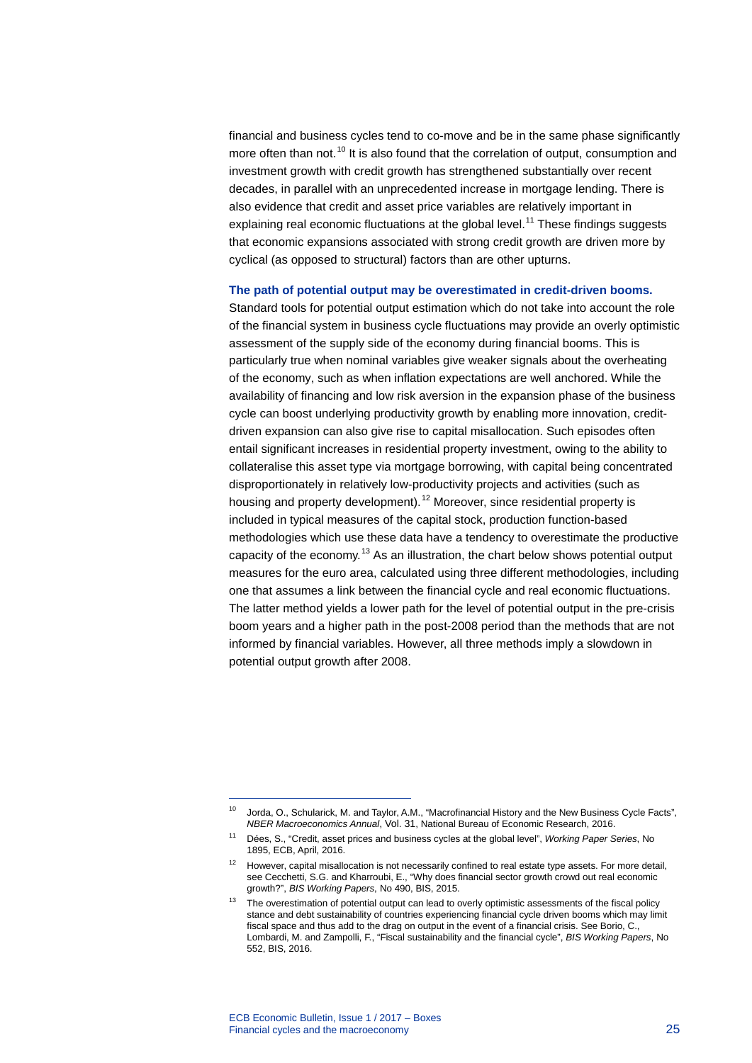financial and business cycles tend to co-move and be in the same phase significantly more often than not.[10] It is also found that the correlation of output, consumption and investment growth with credit growth has strengthened substantially over recent decades, in parallel with an unprecedented increase in mortgage lending. There is also evidence that credit and asset price variables are relatively important in explaining real economic fluctuations at the global level.[11] These findings suggests that economic expansions associated with strong credit growth are driven more by cyclical (as opposed to structural) factors than are other upturns.

**The path of potential output may be overestimated in credit-driven booms.** Standard tools for potential output estimation which do not take into account the role of the financial system in business cycle fluctuations may provide an overly optimistic assessment of the supply side of the economy during financial booms. This is particularly true when nominal variables give weaker signals about the overheating of the economy, such as when inflation expectations are well anchored. While the availability of financing and low risk aversion in the expansion phase of the business cycle can boost underlying productivity growth by enabling more innovation, credit-driven expansion can also give rise to capital misallocation. Such episodes often entail significant increases in residential property investment, owing to the ability to collateralise this asset type via mortgage borrowing, with capital being concentrated disproportionately in relatively low-productivity projects and activities (such as housing and property development).[12] Moreover, since residential property is included in typical measures of the capital stock, production function-based methodologies which use these data have a tendency to overestimate the productive capacity of the economy.[13] As an illustration, the chart below shows potential output measures for the euro area, calculated using three different methodologies, including one that assumes a link between the financial cycle and real economic fluctuations. The latter method yields a lower path for the level of potential output in the pre-crisis boom years and a higher path in the post-2008 period than the methods that are not informed by financial variables. However, all three methods imply a slowdown in potential output growth after 2008.

---

[10] Jorda, O., Schularick, M. and Taylor, A.M., "Macrofinancial History and the New Business Cycle Facts", *NBER Macroeconomics Annual*, Vol. 31, National Bureau of Economic Research, 2016.

[11] Dées, S., "Credit, asset prices and business cycles at the global level", *Working Paper Series*, No 1895, ECB, April, 2016.

[12] However, capital misallocation is not necessarily confined to real estate type assets. For more detail, see Cecchetti, S.G. and Kharroubi, E., "Why does financial sector growth crowd out real economic growth?", *BIS Working Papers*, No 490, BIS, 2015.

[13] The overestimation of potential output can lead to overly optimistic assessments of the fiscal policy stance and debt sustainability of countries experiencing financial cycle driven booms which may limit fiscal space and thus add to the drag on output in the event of a financial crisis. See Borio, C., Lombardi, M. and Zampolli, F., "Fiscal sustainability and the financial cycle", *BIS Working Papers*, No 552, BIS, 2016.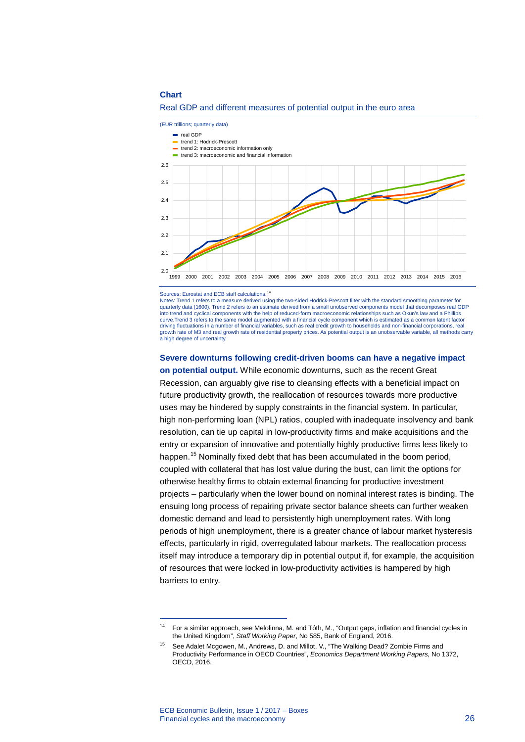**Chart**

Real GDP and different measures of potential output in the euro area

(EUR trillions; quarterly data)

- real GDP
- trend 1: Hodrick-Prescott
- trend 2: macroeconomic information only
- trend 3: macroeconomic and financial information

Sources: Eurostat and ECB staff calculations.[14]

Notes: Trend 1 refers to a measure derived using the two-sided Hodrick-Prescott filter with the standard smoothing parameter for quarterly data (1600). Trend 2 refers to an estimate derived from a small unobserved components model that decomposes real GDP into trend and cyclical components with the help of reduced-form macroeconomic relationships such as Okun's law and a Phillips curve.Trend 3 refers to the same model augmented with a financial cycle component which is estimated as a common latent factor driving fluctuations in a number of financial variables, such as real credit growth to households and non-financial corporations, real growth rate of M3 and real growth rate of residential property prices. As potential output is an unobservable variable, all methods carry a high degree of uncertainty.

**Severe downturns following credit-driven booms can have a negative impact on potential output.** While economic downturns, such as the recent Great Recession, can arguably give rise to cleansing effects with a beneficial impact on future productivity growth, the reallocation of resources towards more productive uses may be hindered by supply constraints in the financial system. In particular, high non-performing loan (NPL) ratios, coupled with inadequate insolvency and bank resolution, can tie up capital in low-productivity firms and make acquisitions and the entry or expansion of innovative and potentially highly productive firms less likely to happen.[15] Nominally fixed debt that has been accumulated in the boom period, coupled with collateral that has lost value during the bust, can limit the options for otherwise healthy firms to obtain external financing for productive investment projects – particularly when the lower bound on nominal interest rates is binding. The ensuing long process of repairing private sector balance sheets can further weaken domestic demand and lead to persistently high unemployment rates. With long periods of high unemployment, there is a greater chance of labour market hysteresis effects, particularly in rigid, overregulated labour markets. The reallocation process itself may introduce a temporary dip in potential output if, for example, the acquisition of resources that were locked in low-productivity activities is hampered by high barriers to entry.

---

[14] For a similar approach, see Melolinna, M. and Tóth, M., "Output gaps, inflation and financial cycles in the United Kingdom", *Staff Working Paper*, No 585, Bank of England, 2016.

[15] See Adalet Mcgowen, M., Andrews, D. and Millot, V., "The Walking Dead? Zombie Firms and Productivity Performance in OECD Countries", *Economics Department Working Papers*, No 1372, OECD, 2016.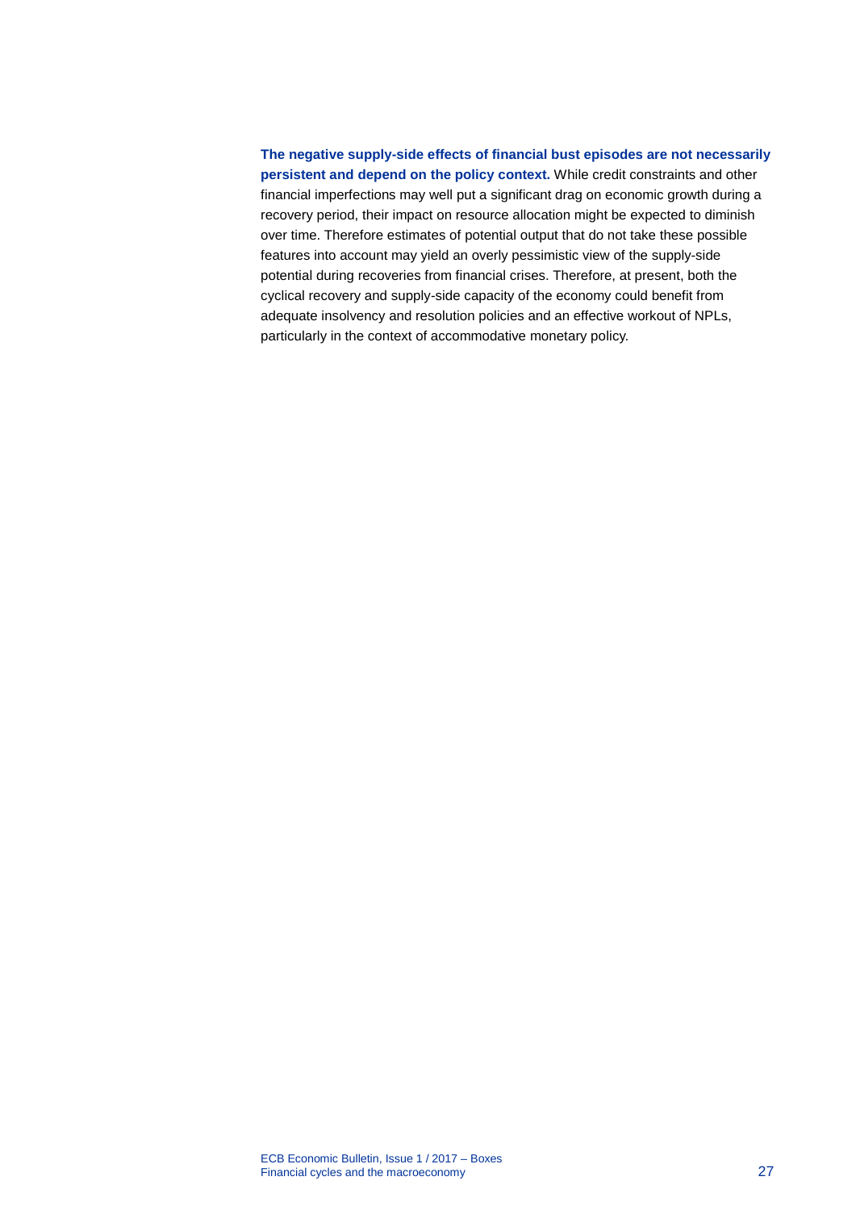**The negative supply-side effects of financial bust episodes are not necessarily persistent and depend on the policy context.** While credit constraints and other financial imperfections may well put a significant drag on economic growth during a recovery period, their impact on resource allocation might be expected to diminish over time. Therefore estimates of potential output that do not take these possible features into account may yield an overly pessimistic view of the supply-side potential during recoveries from financial crises. Therefore, at present, both the cyclical recovery and supply-side capacity of the economy could benefit from adequate insolvency and resolution policies and an effective workout of NPLs, particularly in the context of accommodative monetary policy.